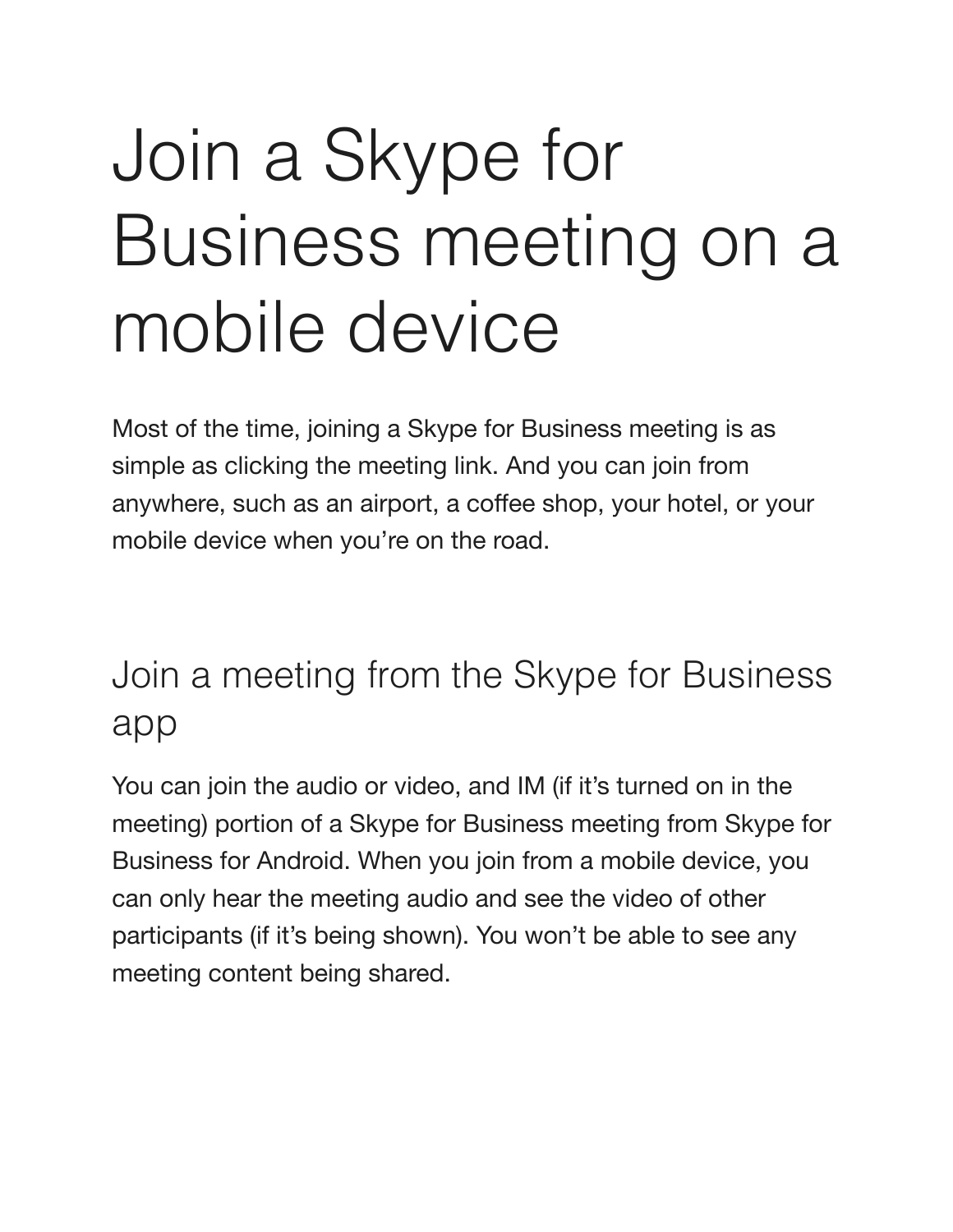# Join a Skype for Business meeting on a mobile device

Most of the time, joining a Skype for Business meeting is as simple as clicking the meeting link. And you can join from anywhere, such as an airport, a coffee shop, your hotel, or your mobile device when you're on the road.

## Join a meeting from the Skype for Business app

You can join the audio or video, and IM (if it's turned on in the meeting) portion of a Skype for Business meeting from Skype for Business for Android. When you join from a mobile device, you can only hear the meeting audio and see the video of other participants (if it's being shown). You won't be able to see any meeting content being shared.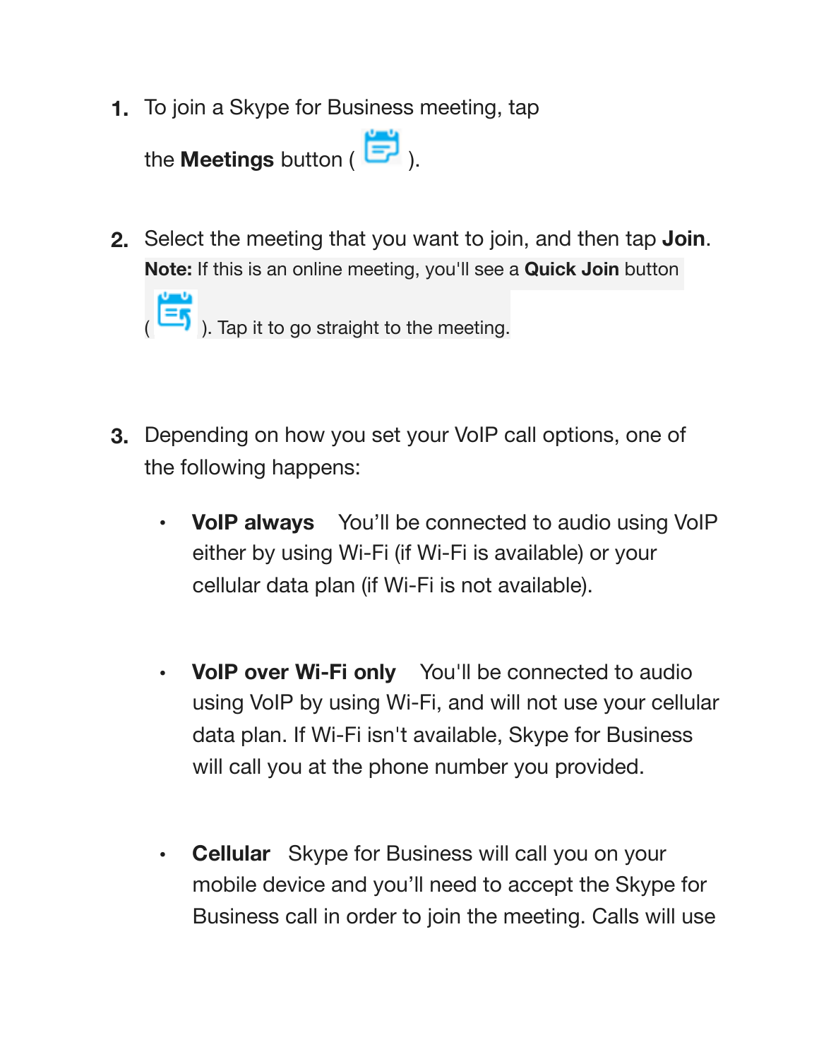1. To join a Skype for Business meeting, tap the **Meetings** button ( ).

2. Select the meeting that you want to join, and then tap **Join**.
   **Note:** If this is an online meeting, you'll see a **Quick Join** button ( ). Tap it to go straight to the meeting.

3. Depending on how you set your VoIP call options, one of the following happens:

   - **VoIP always** You'll be connected to audio using VoIP either by using Wi-Fi (if Wi-Fi is available) or your cellular data plan (if Wi-Fi is not available).

   - **VoIP over Wi-Fi only** You'll be connected to audio using VoIP by using Wi-Fi, and will not use your cellular data plan. If Wi-Fi isn't available, Skype for Business will call you at the phone number you provided.

   - **Cellular** Skype for Business will call you on your mobile device and you'll need to accept the Skype for Business call in order to join the meeting. Calls will use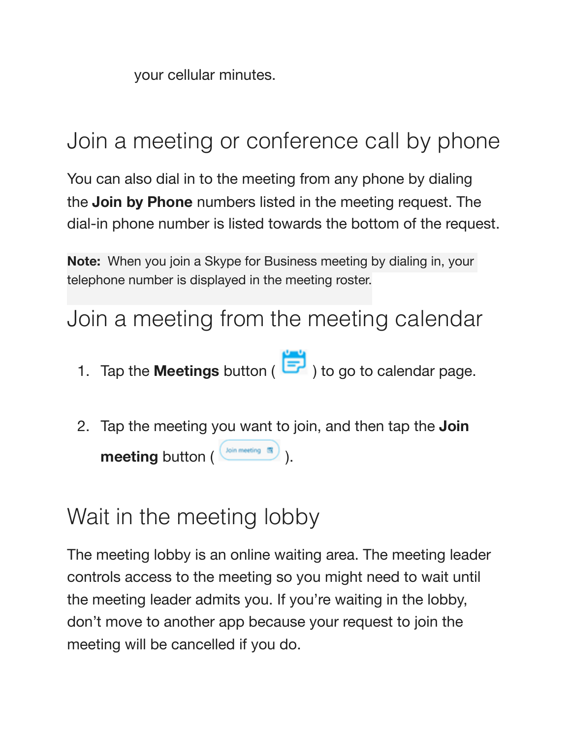your cellular minutes.

## Join a meeting or conference call by phone

You can also dial in to the meeting from any phone by dialing the **Join by Phone** numbers listed in the meeting request. The dial-in phone number is listed towards the bottom of the request.

**Note:** When you join a Skype for Business meeting by dialing in, your telephone number is displayed in the meeting roster.

## Join a meeting from the meeting calendar

1. Tap the **Meetings** button ( ) to go to calendar page.
2. Tap the meeting you want to join, and then tap the **Join meeting** button ( ).

## Wait in the meeting lobby

The meeting lobby is an online waiting area. The meeting leader controls access to the meeting so you might need to wait until the meeting leader admits you. If you're waiting in the lobby, don't move to another app because your request to join the meeting will be cancelled if you do.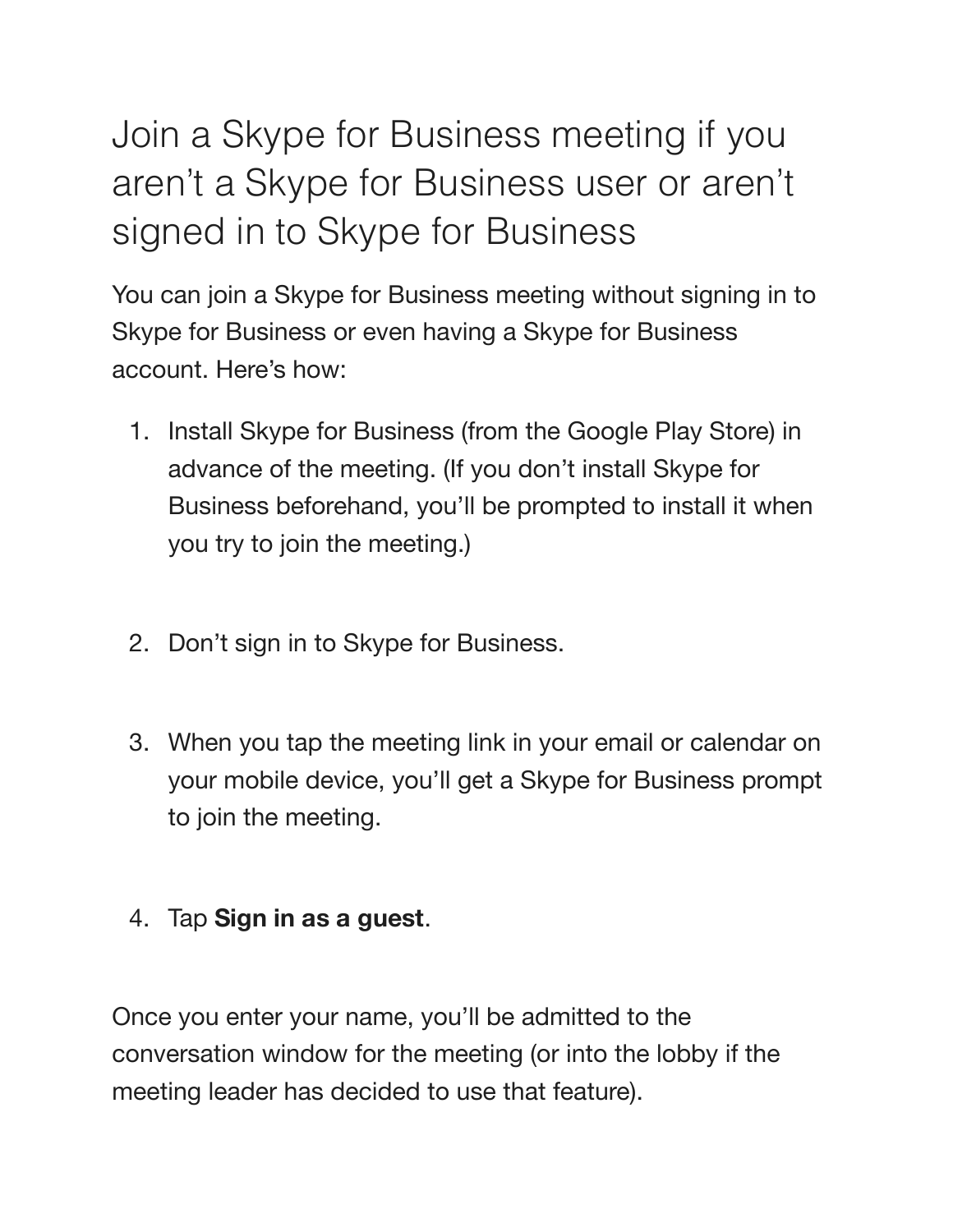# Join a Skype for Business meeting if you aren't a Skype for Business user or aren't signed in to Skype for Business

You can join a Skype for Business meeting without signing in to Skype for Business or even having a Skype for Business account. Here's how:

1. Install Skype for Business (from the Google Play Store) in advance of the meeting. (If you don't install Skype for Business beforehand, you'll be prompted to install it when you try to join the meeting.)

2. Don't sign in to Skype for Business.

3. When you tap the meeting link in your email or calendar on your mobile device, you'll get a Skype for Business prompt to join the meeting.

4. Tap **Sign in as a guest**.

Once you enter your name, you'll be admitted to the conversation window for the meeting (or into the lobby if the meeting leader has decided to use that feature).